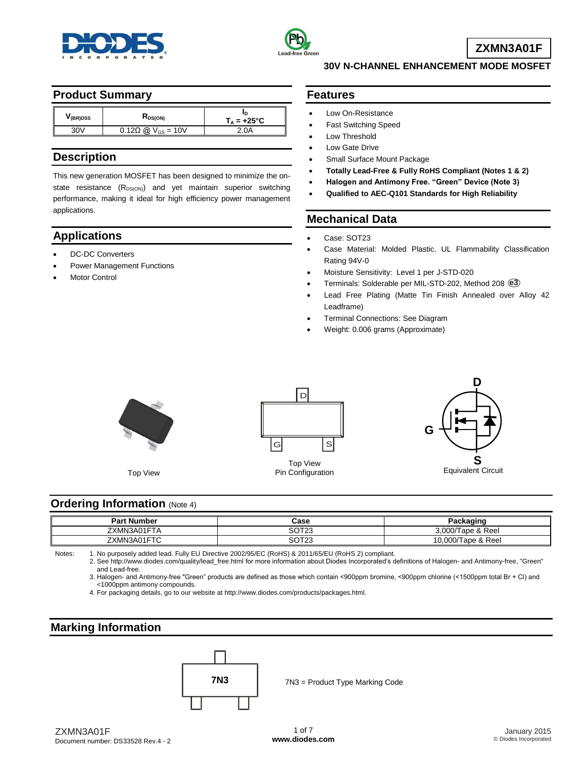# ZXMN3A01F

**30V N-CHANNEL ENHANCEMENT MODE MOSFET**

## Product Summary

| $V_{(BR)DSS}$ | $R_{DS(ON)}$ | $I_D$ $T_A = +25°C$ |
|---|---|---|
| 30V | 0.12Ω @ $V_{GS}$ = 10V | 2.0A |

## Description

This new generation MOSFET has been designed to minimize the on-state resistance ($R_{DS(ON)}$) and yet maintain superior switching performance, making it ideal for high efficiency power management applications.

## Applications

- DC-DC Converters
- Power Management Functions
- Motor Control

## Features

- Low On-Resistance
- Fast Switching Speed
- Low Threshold
- Low Gate Drive
- Small Surface Mount Package
- **Totally Lead-Free & Fully RoHS Compliant (Notes 1 & 2)**
- **Halogen and Antimony Free. "Green" Device (Note 3)**
- **Qualified to AEC-Q101 Standards for High Reliability**

## Mechanical Data

- Case: SOT23
- Case Material: Molded Plastic. UL Flammability Classification Rating 94V-0
- Moisture Sensitivity: Level 1 per J-STD-020
- Terminals: Solderable per MIL-STD-202, Method 208 (e3)
- Lead Free Plating (Matte Tin Finish Annealed over Alloy 42 Leadframe)
- Terminal Connections: See Diagram
- Weight: 0.006 grams (Approximate)

Top View

Top View
Pin Configuration

Equivalent Circuit

## Ordering Information (Note 4)

| Part Number | Case | Packaging |
|---|---|---|
| ZXMN3A01FTA | SOT23 | 3,000/Tape & Reel |
| ZXMN3A01FTC | SOT23 | 10,000/Tape & Reel |

Notes:
1. No purposely added lead. Fully EU Directive 2002/95/EC (RoHS) & 2011/65/EU (RoHS 2) compliant.
2. See http://www.diodes.com/quality/lead_free.html for more information about Diodes Incorporated's definitions of Halogen- and Antimony-free, "Green" and Lead-free.
3. Halogen- and Antimony-free "Green" products are defined as those which contain <900ppm bromine, <900ppm chlorine (<1500ppm total Br + Cl) and <1000ppm antimony compounds.
4. For packaging details, go to our website at http://www.diodes.com/products/packages.html.

## Marking Information

7N3

7N3 = Product Type Marking Code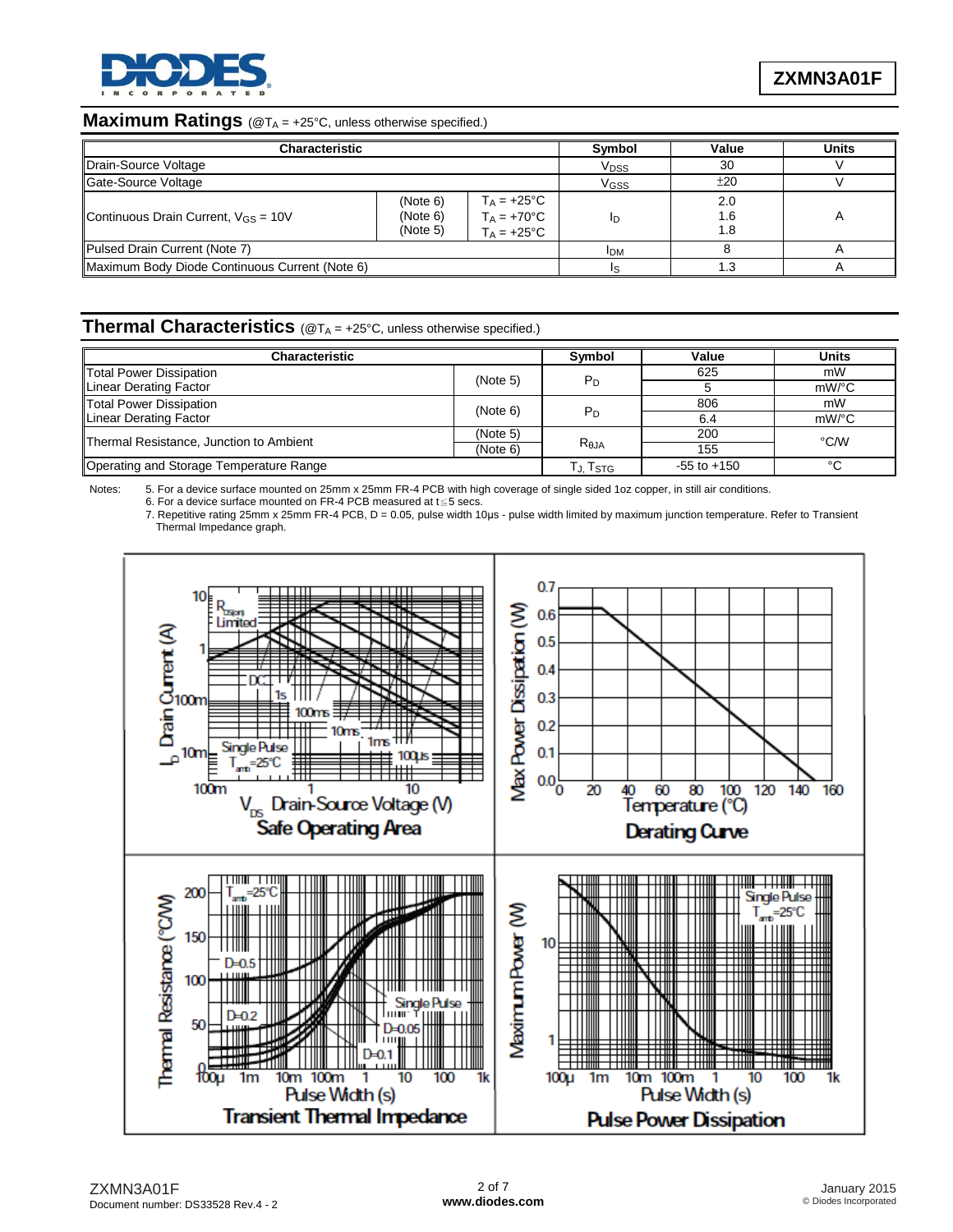## Maximum Ratings (@$T_A$ = +25°C, unless otherwise specified.)

| Characteristic | | | Symbol | Value | Units |
|---|---|---|---|---|---|
| Drain-Source Voltage | | | $V_{DSS}$ | 30 | V |
| Gate-Source Voltage | | | $V_{GSS}$ | ±20 | V |
| Continuous Drain Current, $V_{GS}$ = 10V | (Note 6)<br>(Note 6)<br>(Note 5) | $T_A$ = +25°C<br>$T_A$ = +70°C<br>$T_A$ = +25°C | $I_D$ | 2.0<br>1.6<br>1.8 | A |
| Pulsed Drain Current (Note 7) | | | $I_{DM}$ | 8 | A |
| Maximum Body Diode Continuous Current (Note 6) | | | $I_S$ | 1.3 | A |

## Thermal Characteristics (@$T_A$ = +25°C, unless otherwise specified.)

| Characteristic | | Symbol | Value | Units |
|---|---|---|---|---|
| Total Power Dissipation | (Note 5) | $P_D$ | 625 | mW |
| Linear Derating Factor | | | 5 | mW/°C |
| Total Power Dissipation | (Note 6) | $P_D$ | 806 | mW |
| Linear Derating Factor | | | 6.4 | mW/°C |
| Thermal Resistance, Junction to Ambient | (Note 5) | $R_{θJA}$ | 200 | °C/W |
| | (Note 6) | | 155 | |
| Operating and Storage Temperature Range | | $T_J, T_{STG}$ | -55 to +150 | °C |

Notes:
5. For a device surface mounted on 25mm x 25mm FR-4 PCB with high coverage of single sided 1oz copper, in still air conditions.
6. For a device surface mounted on FR-4 PCB measured at t≤5 secs.
7. Repetitive rating 25mm x 25mm FR-4 PCB, D = 0.05, pulse width 10µs - pulse width limited by maximum junction temperature. Refer to Transient Thermal Impedance graph.

Safe Operating Area

Derating Curve

Transient Thermal Impedance

Pulse Power Dissipation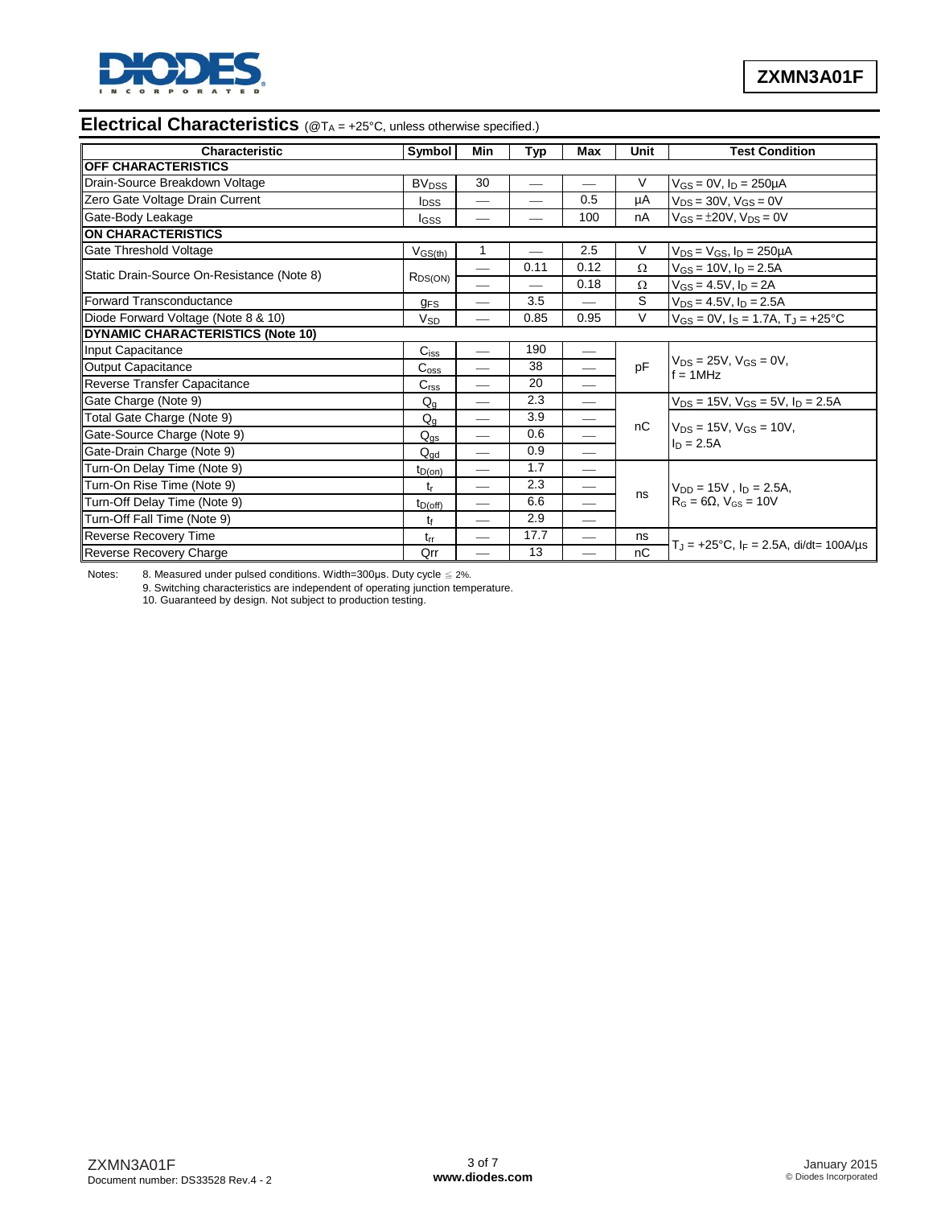## Electrical Characteristics (@$T_A$ = +25°C, unless otherwise specified.)

| Characteristic | Symbol | Min | Typ | Max | Unit | Test Condition |
|---|---|---|---|---|---|---|
| **OFF CHARACTERISTICS** | | | | | | |
| Drain-Source Breakdown Voltage | $BV_{DSS}$ | 30 | — | — | V | $V_{GS}$ = 0V, $I_D$ = 250µA |
| Zero Gate Voltage Drain Current | $I_{DSS}$ | — | — | 0.5 | µA | $V_{DS}$ = 30V, $V_{GS}$ = 0V |
| Gate-Body Leakage | $I_{GSS}$ | — | — | 100 | nA | $V_{GS}$ = ±20V, $V_{DS}$ = 0V |
| **ON CHARACTERISTICS** | | | | | | |
| Gate Threshold Voltage | $V_{GS(th)}$ | 1 | — | 2.5 | V | $V_{DS}$ = $V_{GS}$, $I_D$ = 250µA |
| Static Drain-Source On-Resistance (Note 8) | $R_{DS(ON)}$ | — | 0.11 | 0.12 | Ω | $V_{GS}$ = 10V, $I_D$ = 2.5A |
| | | — | — | 0.18 | Ω | $V_{GS}$ = 4.5V, $I_D$ = 2A |
| Forward Transconductance | $g_{FS}$ | — | 3.5 | — | S | $V_{DS}$ = 4.5V, $I_D$ = 2.5A |
| Diode Forward Voltage (Note 8 & 10) | $V_{SD}$ | — | 0.85 | 0.95 | V | $V_{GS}$ = 0V, $I_S$ = 1.7A, $T_J$ = +25°C |
| **DYNAMIC CHARACTERISTICS (Note 10)** | | | | | | |
| Input Capacitance | $C_{iss}$ | — | 190 | — | pF | $V_{DS}$ = 25V, $V_{GS}$ = 0V, f = 1MHz |
| Output Capacitance | $C_{oss}$ | — | 38 | — | pF | $V_{DS}$ = 25V, $V_{GS}$ = 0V, f = 1MHz |
| Reverse Transfer Capacitance | $C_{rss}$ | — | 20 | — | pF | $V_{DS}$ = 25V, $V_{GS}$ = 0V, f = 1MHz |
| Gate Charge (Note 9) | $Q_g$ | — | 2.3 | — | nC | $V_{DS}$ = 15V, $V_{GS}$ = 5V, $I_D$ = 2.5A |
| Total Gate Charge (Note 9) | $Q_g$ | — | 3.9 | — | nC | $V_{DS}$ = 15V, $V_{GS}$ = 10V, $I_D$ = 2.5A |
| Gate-Source Charge (Note 9) | $Q_{gs}$ | — | 0.6 | — | nC | $V_{DS}$ = 15V, $V_{GS}$ = 10V, $I_D$ = 2.5A |
| Gate-Drain Charge (Note 9) | $Q_{gd}$ | — | 0.9 | — | nC | $V_{DS}$ = 15V, $V_{GS}$ = 10V, $I_D$ = 2.5A |
| Turn-On Delay Time (Note 9) | $t_{D(on)}$ | — | 1.7 | — | ns | $V_{DD}$ = 15V , $I_D$ = 2.5A, $R_G$ = 6Ω, $V_{GS}$ = 10V |
| Turn-On Rise Time (Note 9) | $t_r$ | — | 2.3 | — | ns | $V_{DD}$ = 15V , $I_D$ = 2.5A, $R_G$ = 6Ω, $V_{GS}$ = 10V |
| Turn-Off Delay Time (Note 9) | $t_{D(off)}$ | — | 6.6 | — | ns | $V_{DD}$ = 15V , $I_D$ = 2.5A, $R_G$ = 6Ω, $V_{GS}$ = 10V |
| Turn-Off Fall Time (Note 9) | $t_f$ | — | 2.9 | — | ns | $V_{DD}$ = 15V , $I_D$ = 2.5A, $R_G$ = 6Ω, $V_{GS}$ = 10V |
| Reverse Recovery Time | $t_{rr}$ | — | 17.7 | — | ns | $T_J$ = +25°C, $I_F$ = 2.5A, di/dt= 100A/µs |
| Reverse Recovery Charge | Qrr | — | 13 | — | nC | $T_J$ = +25°C, $I_F$ = 2.5A, di/dt= 100A/µs |

Notes:
8. Measured under pulsed conditions. Width=300µs. Duty cycle ≤ 2%.
9. Switching characteristics are independent of operating junction temperature.
10. Guaranteed by design. Not subject to production testing.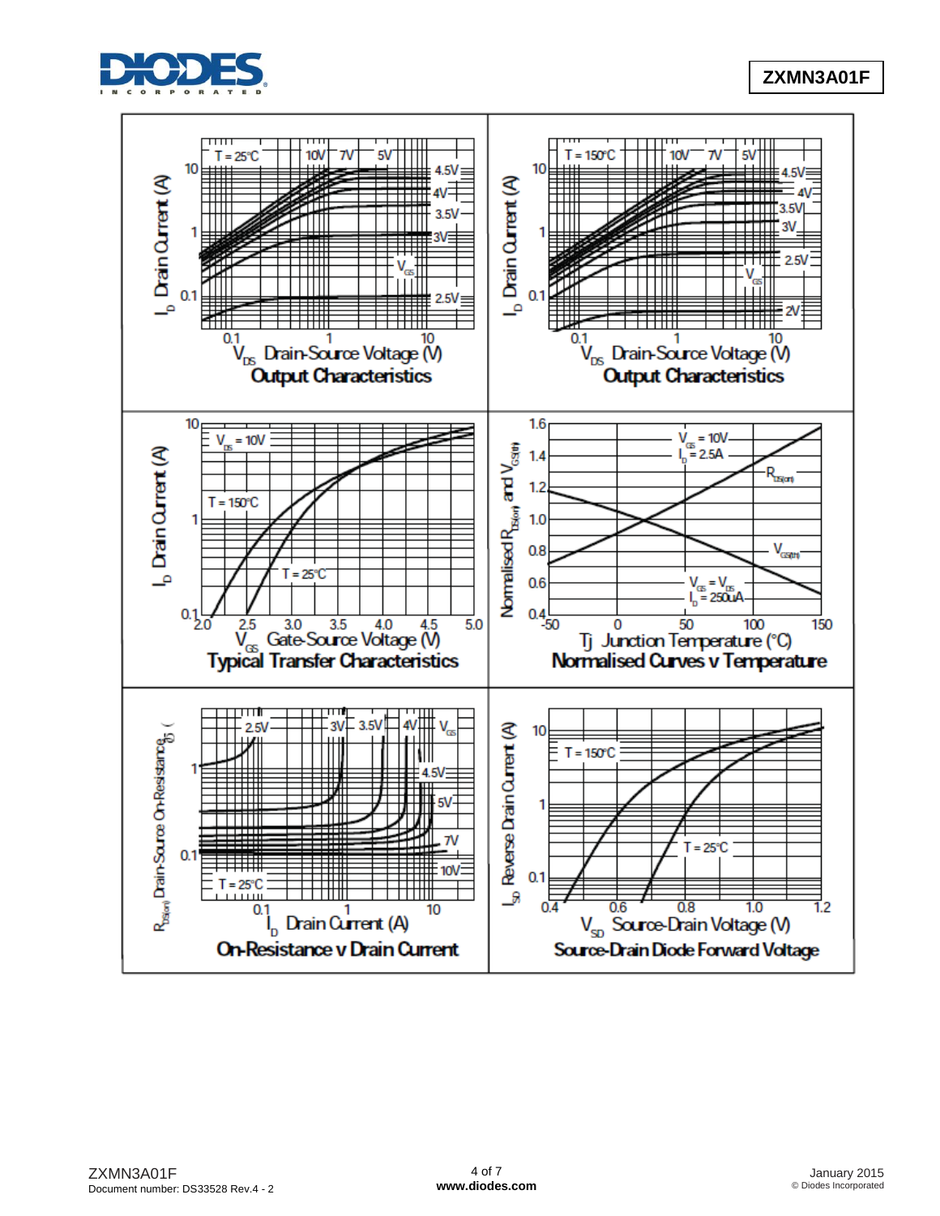Output Characteristics

Output Characteristics

Typical Transfer Characteristics

Normalised Curves v Temperature

On-Resistance v Drain Current

Source-Drain Diode Forward Voltage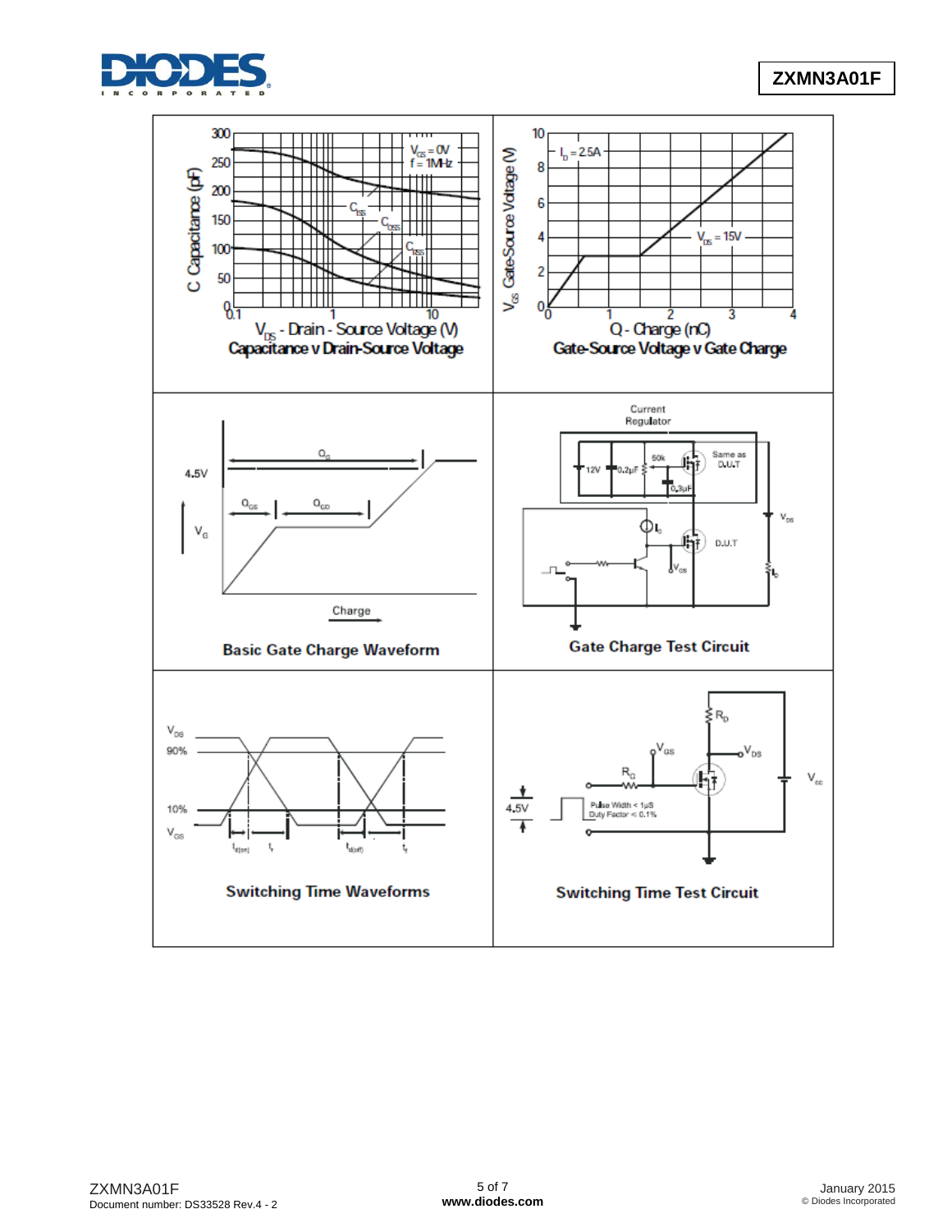Capacitance v Drain-Source Voltage

Gate-Source Voltage v Gate Charge

Basic Gate Charge Waveform

Gate Charge Test Circuit

Switching Time Waveforms

Switching Time Test Circuit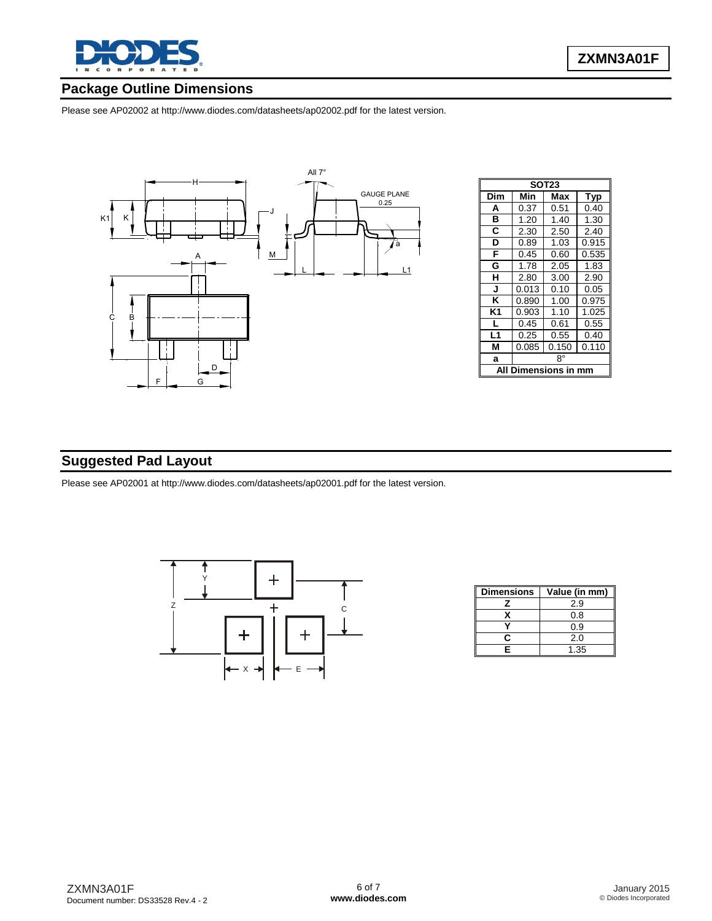## Package Outline Dimensions

Please see AP02002 at http://www.diodes.com/datasheets/ap02002.pdf for the latest version.

| SOT23 | | | |
|---|---|---|---|
| Dim | Min | Max | Typ |
| A | 0.37 | 0.51 | 0.40 |
| B | 1.20 | 1.40 | 1.30 |
| C | 2.30 | 2.50 | 2.40 |
| D | 0.89 | 1.03 | 0.915 |
| F | 0.45 | 0.60 | 0.535 |
| G | 1.78 | 2.05 | 1.83 |
| H | 2.80 | 3.00 | 2.90 |
| J | 0.013 | 0.10 | 0.05 |
| K | 0.890 | 1.00 | 0.975 |
| K1 | 0.903 | 1.10 | 1.025 |
| L | 0.45 | 0.61 | 0.55 |
| L1 | 0.25 | 0.55 | 0.40 |
| M | 0.085 | 0.150 | 0.110 |
| a | | 8° | |
| All Dimensions in mm | | | |

## Suggested Pad Layout

Please see AP02001 at http://www.diodes.com/datasheets/ap02001.pdf for the latest version.

| Dimensions | Value (in mm) |
|---|---|
| Z | 2.9 |
| X | 0.8 |
| Y | 0.9 |
| C | 2.0 |
| E | 1.35 |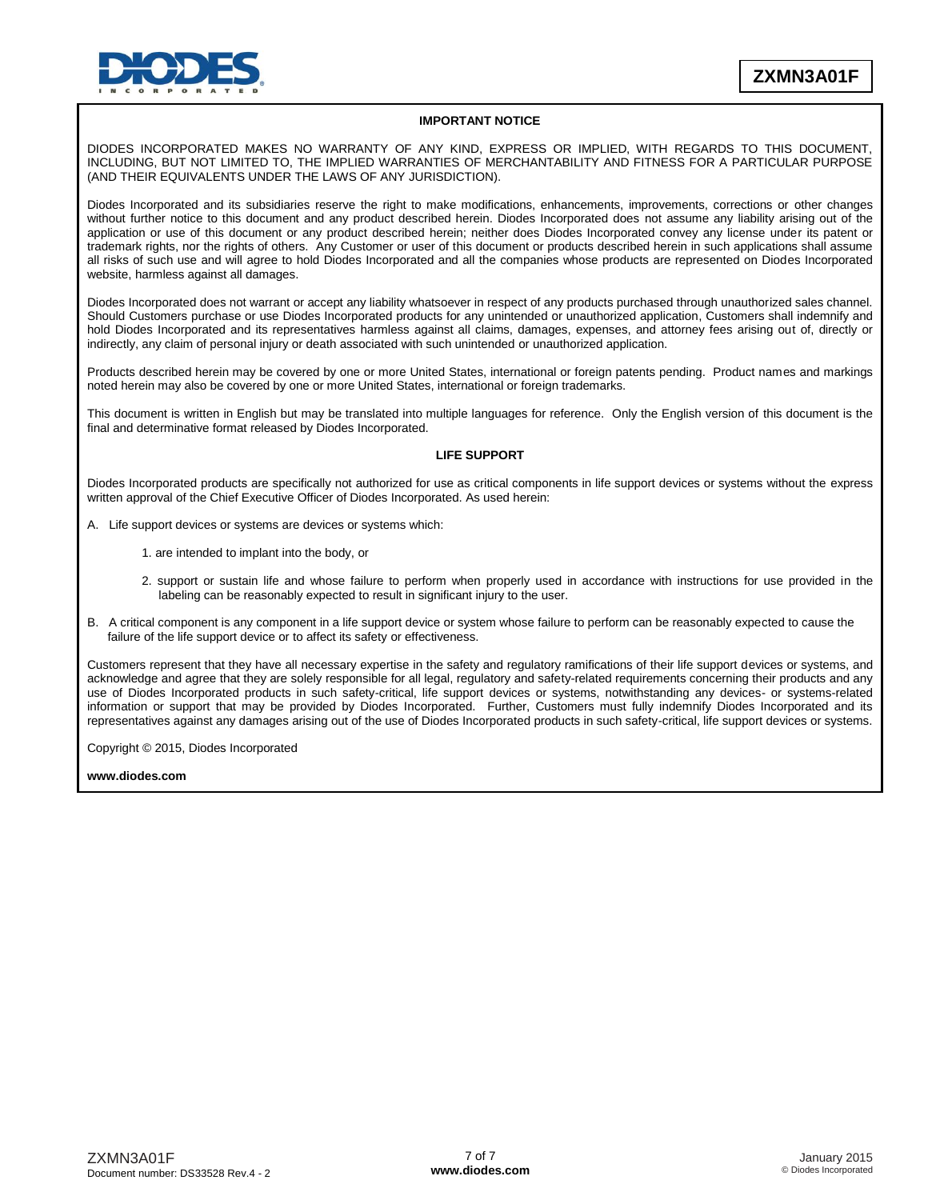## IMPORTANT NOTICE

DIODES INCORPORATED MAKES NO WARRANTY OF ANY KIND, EXPRESS OR IMPLIED, WITH REGARDS TO THIS DOCUMENT, INCLUDING, BUT NOT LIMITED TO, THE IMPLIED WARRANTIES OF MERCHANTABILITY AND FITNESS FOR A PARTICULAR PURPOSE (AND THEIR EQUIVALENTS UNDER THE LAWS OF ANY JURISDICTION).

Diodes Incorporated and its subsidiaries reserve the right to make modifications, enhancements, improvements, corrections or other changes without further notice to this document and any product described herein. Diodes Incorporated does not assume any liability arising out of the application or use of this document or any product described herein; neither does Diodes Incorporated convey any license under its patent or trademark rights, nor the rights of others. Any Customer or user of this document or products described herein in such applications shall assume all risks of such use and will agree to hold Diodes Incorporated and all the companies whose products are represented on Diodes Incorporated website, harmless against all damages.

Diodes Incorporated does not warrant or accept any liability whatsoever in respect of any products purchased through unauthorized sales channel. Should Customers purchase or use Diodes Incorporated products for any unintended or unauthorized application, Customers shall indemnify and hold Diodes Incorporated and its representatives harmless against all claims, damages, expenses, and attorney fees arising out of, directly or indirectly, any claim of personal injury or death associated with such unintended or unauthorized application.

Products described herein may be covered by one or more United States, international or foreign patents pending. Product names and markings noted herein may also be covered by one or more United States, international or foreign trademarks.

This document is written in English but may be translated into multiple languages for reference. Only the English version of this document is the final and determinative format released by Diodes Incorporated.

## LIFE SUPPORT

Diodes Incorporated products are specifically not authorized for use as critical components in life support devices or systems without the express written approval of the Chief Executive Officer of Diodes Incorporated. As used herein:

A. Life support devices or systems are devices or systems which:

1. are intended to implant into the body, or
2. support or sustain life and whose failure to perform when properly used in accordance with instructions for use provided in the labeling can be reasonably expected to result in significant injury to the user.

B. A critical component is any component in a life support device or system whose failure to perform can be reasonably expected to cause the failure of the life support device or to affect its safety or effectiveness.

Customers represent that they have all necessary expertise in the safety and regulatory ramifications of their life support devices or systems, and acknowledge and agree that they are solely responsible for all legal, regulatory and safety-related requirements concerning their products and any use of Diodes Incorporated products in such safety-critical, life support devices or systems, notwithstanding any devices- or systems-related information or support that may be provided by Diodes Incorporated. Further, Customers must fully indemnify Diodes Incorporated and its representatives against any damages arising out of the use of Diodes Incorporated products in such safety-critical, life support devices or systems.

Copyright © 2015, Diodes Incorporated

**www.diodes.com**